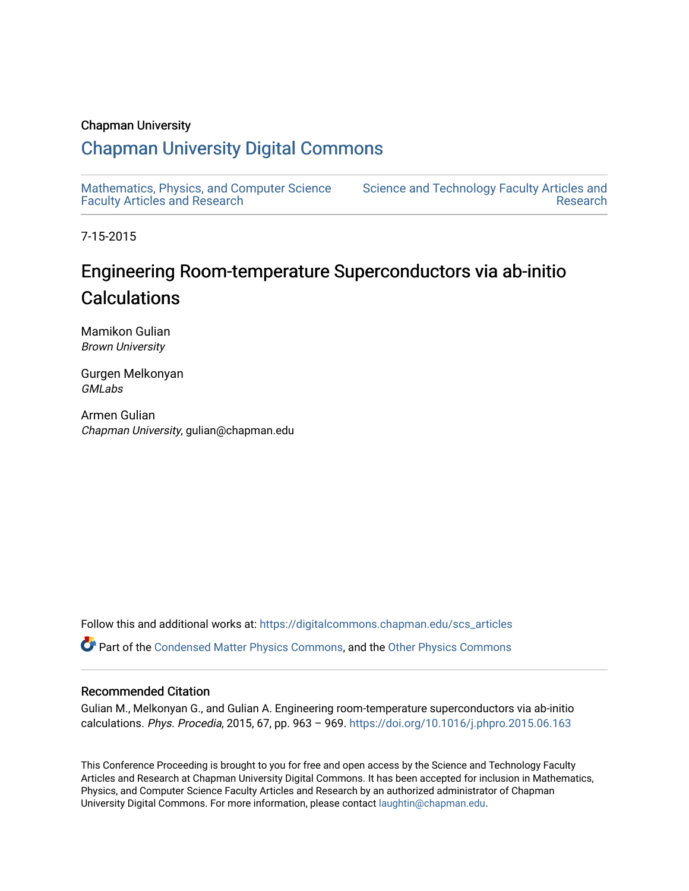Chapman University

# Chapman University Digital Commons

Mathematics, Physics, and Computer Science Faculty Articles and Research

Science and Technology Faculty Articles and Research

7-15-2015

## Engineering Room-temperature Superconductors via ab-initio Calculations

Mamikon Gulian
*Brown University*

Gurgen Melkonyan
*GMLabs*

Armen Gulian
*Chapman University*, gulian@chapman.edu

Follow this and additional works at: https://digitalcommons.chapman.edu/scs_articles

Part of the Condensed Matter Physics Commons, and the Other Physics Commons

### Recommended Citation

Gulian M., Melkonyan G., and Gulian A. Engineering room-temperature superconductors via ab-initio calculations. *Phys. Procedia*, 2015, 67, pp. 963 – 969. https://doi.org/10.1016/j.phpro.2015.06.163

This Conference Proceeding is brought to you for free and open access by the Science and Technology Faculty Articles and Research at Chapman University Digital Commons. It has been accepted for inclusion in Mathematics, Physics, and Computer Science Faculty Articles and Research by an authorized administrator of Chapman University Digital Commons. For more information, please contact laughtin@chapman.edu.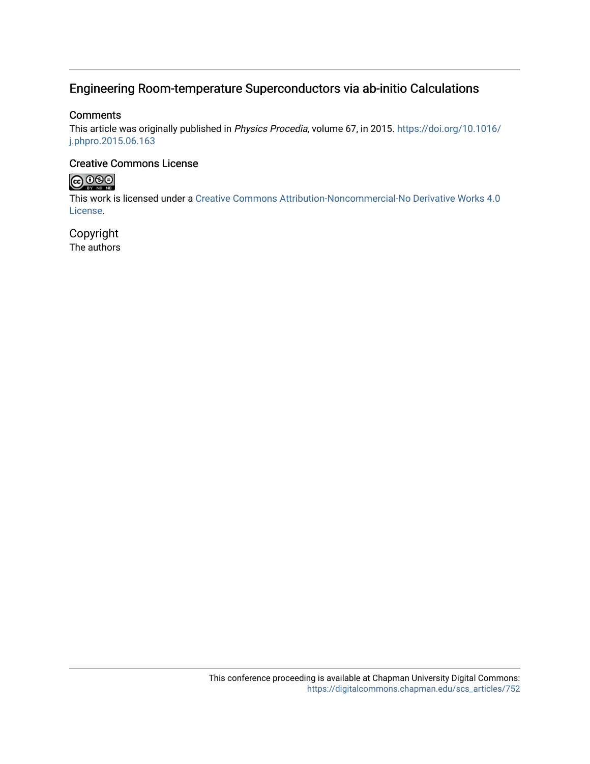# Engineering Room-temperature Superconductors via ab-initio Calculations

## Comments

This article was originally published in *Physics Procedia*, volume 67, in 2015. https://doi.org/10.1016/j.phpro.2015.06.163

## Creative Commons License

This work is licensed under a Creative Commons Attribution-Noncommercial-No Derivative Works 4.0 License.

## Copyright

The authors

This conference proceeding is available at Chapman University Digital Commons: https://digitalcommons.chapman.edu/scs_articles/752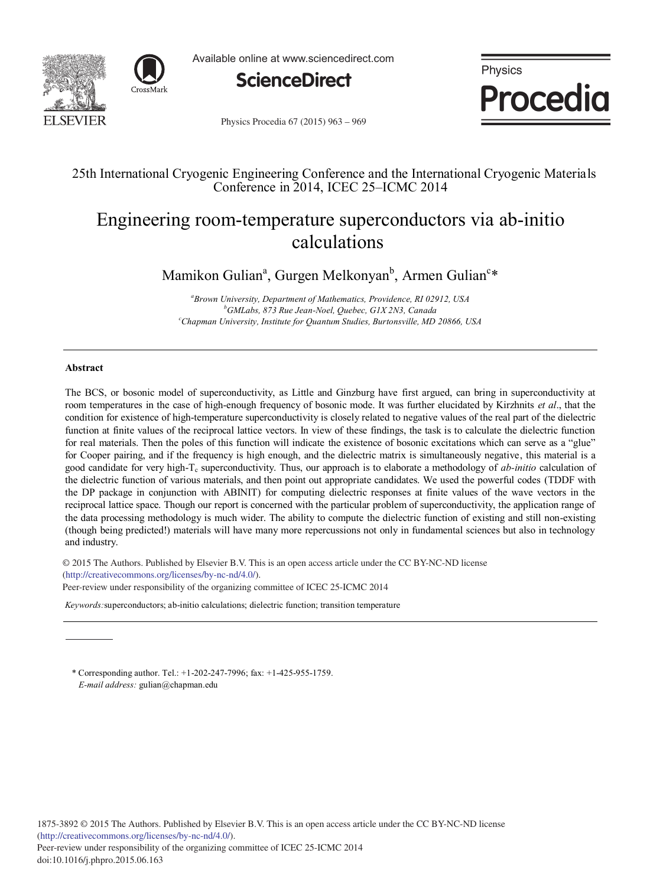25th International Cryogenic Engineering Conference and the International Cryogenic Materials Conference in 2014, ICEC 25–ICMC 2014

# Engineering room-temperature superconductors via ab-initio calculations

Mamikon Gulian[a], Gurgen Melkonyan[b], Armen Gulian[c]*

[a] *Brown University, Department of Mathematics, Providence, RI 02912, USA*
[b] *GMLabs, 873 Rue Jean-Noel, Quebec, G1X 2N3, Canada*
[c] *Chapman University, Institute for Quantum Studies, Burtonsville, MD 20866, USA*

---

## Abstract

The BCS, or bosonic model of superconductivity, as Little and Ginzburg have first argued, can bring in superconductivity at room temperatures in the case of high-enough frequency of bosonic mode. It was further elucidated by Kirzhnits *et al*., that the condition for existence of high-temperature superconductivity is closely related to negative values of the real part of the dielectric function at finite values of the reciprocal lattice vectors. In view of these findings, the task is to calculate the dielectric function for real materials. Then the poles of this function will indicate the existence of bosonic excitations which can serve as a "glue" for Cooper pairing, and if the frequency is high enough, and the dielectric matrix is simultaneously negative, this material is a good candidate for very high-$T_c$ superconductivity. Thus, our approach is to elaborate a methodology of *ab-initio* calculation of the dielectric function of various materials, and then point out appropriate candidates. We used the powerful codes (TDDF with the DP package in conjunction with ABINIT) for computing dielectric responses at finite values of the wave vectors in the reciprocal lattice space. Though our report is concerned with the particular problem of superconductivity, the application range of the data processing methodology is much wider. The ability to compute the dielectric function of existing and still non-existing (though being predicted!) materials will have many more repercussions not only in fundamental sciences but also in technology and industry.

© 2015 The Authors. Published by Elsevier B.V. This is an open access article under the CC BY-NC-ND license (http://creativecommons.org/licenses/by-nc-nd/4.0/).
Peer-review under responsibility of the organizing committee of ICEC 25-ICMC 2014

*Keywords:* superconductors; ab-initio calculations; dielectric function; transition temperature

---

\* Corresponding author. Tel.: +1-202-247-7996; fax: +1-425-955-1759.
*E-mail address:* gulian@chapman.edu

1875-3892 © 2015 The Authors. Published by Elsevier B.V. This is an open access article under the CC BY-NC-ND license (http://creativecommons.org/licenses/by-nc-nd/4.0/).
Peer-review under responsibility of the organizing committee of ICEC 25-ICMC 2014
doi:10.1016/j.phpro.2015.06.163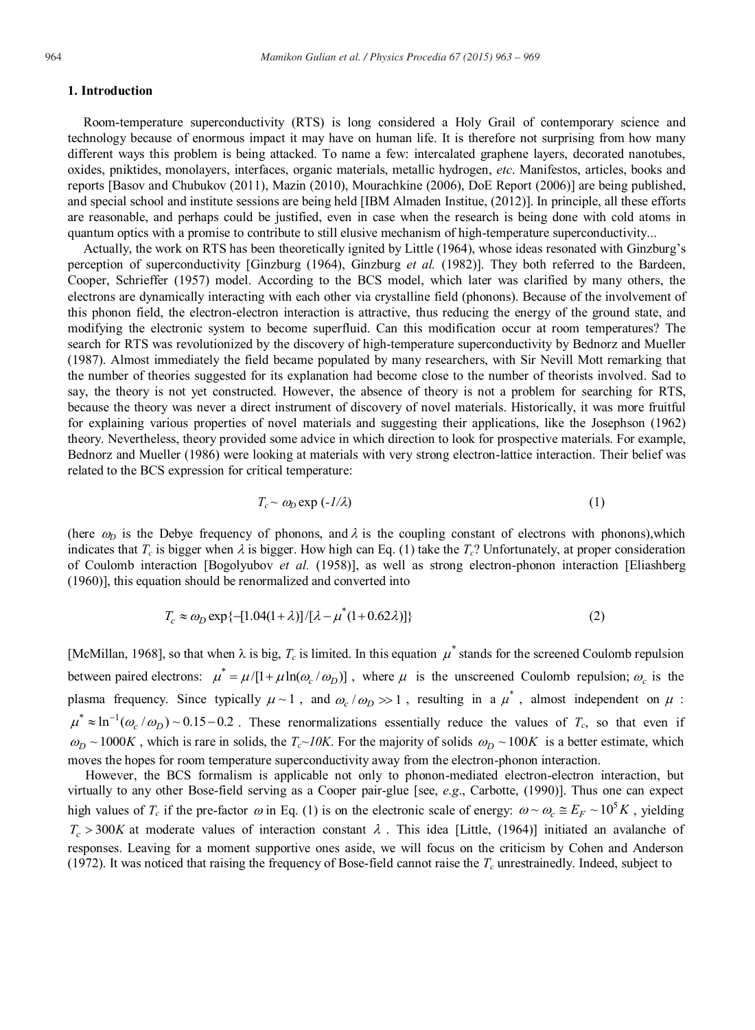## 1. Introduction

Room-temperature superconductivity (RTS) is long considered a Holy Grail of contemporary science and technology because of enormous impact it may have on human life. It is therefore not surprising from how many different ways this problem is being attacked. To name a few: intercalated graphene layers, decorated nanotubes, oxides, pniktides, monolayers, interfaces, organic materials, metallic hydrogen, *etc*. Manifestos, articles, books and reports [Basov and Chubukov (2011), Mazin (2010), Mourachkine (2006), DoE Report (2006)] are being published, and special school and institute sessions are being held [IBM Almaden Institue, (2012)]. In principle, all these efforts are reasonable, and perhaps could be justified, even in case when the research is being done with cold atoms in quantum optics with a promise to contribute to still elusive mechanism of high-temperature superconductivity...

Actually, the work on RTS has been theoretically ignited by Little (1964), whose ideas resonated with Ginzburg's perception of superconductivity [Ginzburg (1964), Ginzburg *et al.* (1982)]. They both referred to the Bardeen, Cooper, Schrieffer (1957) model. According to the BCS model, which later was clarified by many others, the electrons are dynamically interacting with each other via crystalline field (phonons). Because of the involvement of this phonon field, the electron-electron interaction is attractive, thus reducing the energy of the ground state, and modifying the electronic system to become superfluid. Can this modification occur at room temperatures? The search for RTS was revolutionized by the discovery of high-temperature superconductivity by Bednorz and Mueller (1987). Almost immediately the field became populated by many researchers, with Sir Nevill Mott remarking that the number of theories suggested for its explanation had become close to the number of theorists involved. Sad to say, the theory is not yet constructed. However, the absence of theory is not a problem for searching for RTS, because the theory was never a direct instrument of discovery of novel materials. Historically, it was more fruitful for explaining various properties of novel materials and suggesting their applications, like the Josephson (1962) theory. Nevertheless, theory provided some advice in which direction to look for prospective materials. For example, Bednorz and Mueller (1986) were looking at materials with very strong electron-lattice interaction. Their belief was related to the BCS expression for critical temperature:

$$T_c \sim \omega_D \exp(-1/\lambda) \tag{1}$$

(here $\omega_D$ is the Debye frequency of phonons, and $\lambda$ is the coupling constant of electrons with phonons),which indicates that $T_c$ is bigger when $\lambda$ is bigger. How high can Eq. (1) take the $T_c$? Unfortunately, at proper consideration of Coulomb interaction [Bogolyubov *et al.* (1958)], as well as strong electron-phonon interaction [Eliashberg (1960)], this equation should be renormalized and converted into

$$T_c \approx \omega_D \exp\{-[1.04(1+\lambda)]/[\lambda - \mu^*(1+0.62\lambda)]\} \tag{2}$$

[McMillan, 1968], so that when $\lambda$ is big, $T_c$ is limited. In this equation $\mu^*$ stands for the screened Coulomb repulsion between paired electrons: $\mu^* = \mu/[1+\mu \ln(\omega_c/\omega_D)]$, where $\mu$ is the unscreened Coulomb repulsion; $\omega_c$ is the plasma frequency. Since typically $\mu \sim 1$, and $\omega_c/\omega_D \gg 1$, resulting in a $\mu^*$, almost independent on $\mu$: $\mu^* \approx \ln^{-1}(\omega_c/\omega_D) \sim 0.15 - 0.2$. These renormalizations essentially reduce the values of $T_c$, so that even if $\omega_D \sim 1000K$, which is rare in solids, the $T_c \sim 10K$. For the majority of solids $\omega_D \sim 100K$ is a better estimate, which moves the hopes for room temperature superconductivity away from the electron-phonon interaction.

However, the BCS formalism is applicable not only to phonon-mediated electron-electron interaction, but virtually to any other Bose-field serving as a Cooper pair-glue [see, *e.g*., Carbotte, (1990)]. Thus one can expect high values of $T_c$ if the pre-factor $\omega$ in Eq. (1) is on the electronic scale of energy: $\omega \sim \omega_c \cong E_F \sim 10^5 K$, yielding $T_c > 300K$ at moderate values of interaction constant $\lambda$. This idea [Little, (1964)] initiated an avalanche of responses. Leaving for a moment supportive ones aside, we will focus on the criticism by Cohen and Anderson (1972). It was noticed that raising the frequency of Bose-field cannot raise the $T_c$ unrestrainedly. Indeed, subject to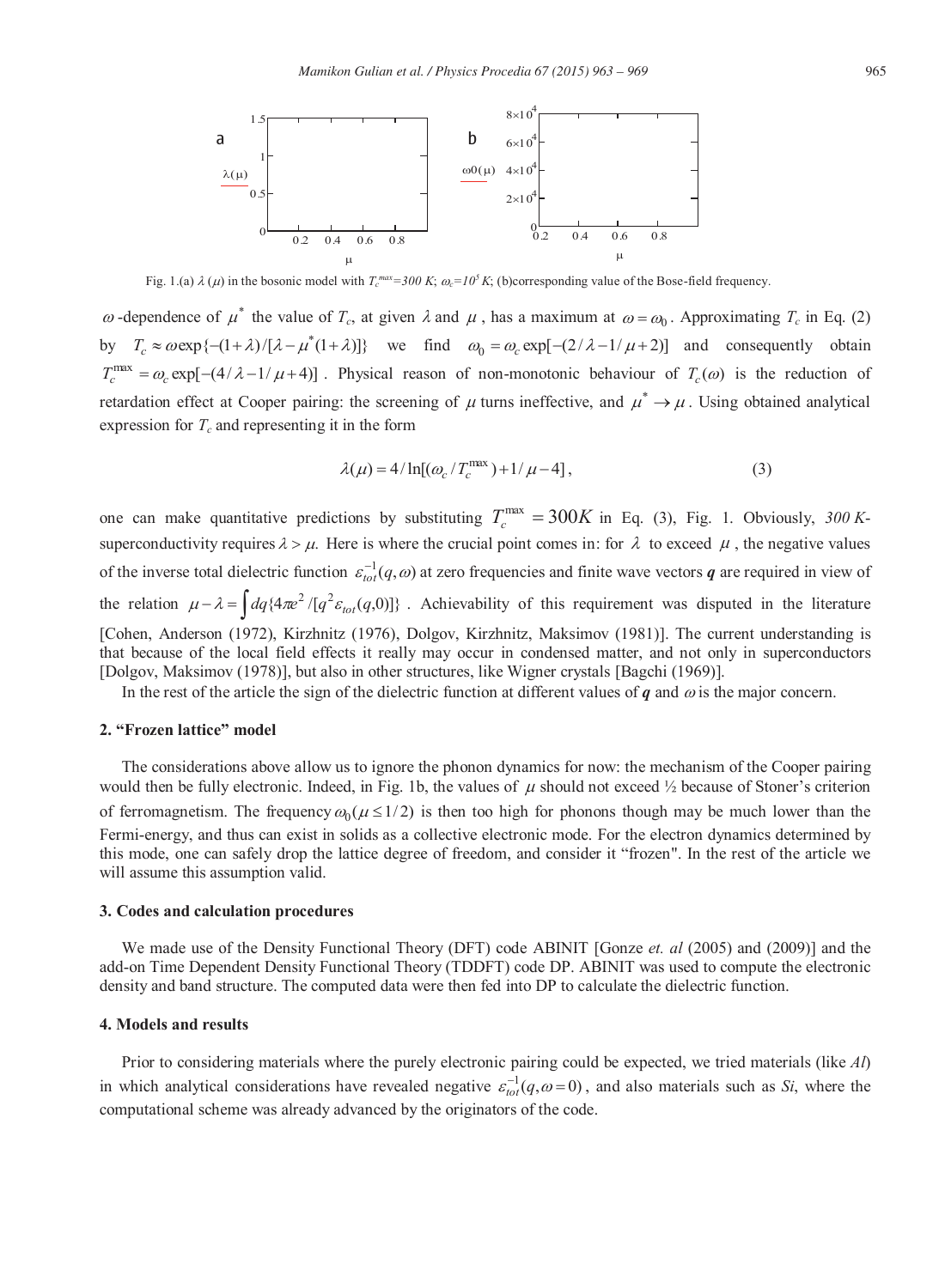Fig. 1.(a) $\lambda(\mu)$ in the bosonic model with $T_c^{max}$=300 K; $\omega_c$=$10^5$ K; (b)corresponding value of the Bose-field frequency.

$\omega$-dependence of $\mu^*$ the value of $T_c$, at given $\lambda$ and $\mu$, has a maximum at $\omega = \omega_0$. Approximating $T_c$ in Eq. (2) by $T_c \approx \omega \exp\{-(1+\lambda)/[\lambda - \mu^*(1+\lambda)]\}$ we find $\omega_0 = \omega_c \exp[-(2/\lambda - 1/\mu + 2)]$ and consequently obtain $T_c^{\max} = \omega_c \exp[-(4/\lambda - 1/\mu + 4)]$. Physical reason of non-monotonic behaviour of $T_c(\omega)$ is the reduction of retardation effect at Cooper pairing: the screening of $\mu$ turns ineffective, and $\mu^* \to \mu$. Using obtained analytical expression for $T_c$ and representing it in the form

$$\lambda(\mu) = 4/\ln[(\omega_c / T_c^{\max}) + 1/\mu - 4], \tag{3}$$

one can make quantitative predictions by substituting $T_c^{\max} = 300K$ in Eq. (3), Fig. 1. Obviously, *300 K*-superconductivity requires $\lambda > \mu$. Here is where the crucial point comes in: for $\lambda$ to exceed $\mu$, the negative values of the inverse total dielectric function $\varepsilon_{tot}^{-1}(q,\omega)$ at zero frequencies and finite wave vectors $\boldsymbol{q}$ are required in view of the relation $\mu - \lambda = \int dq \{4\pi e^2 / [q^2 \varepsilon_{tot}(q,0)]\}$. Achievability of this requirement was disputed in the literature [Cohen, Anderson (1972), Kirzhnitz (1976), Dolgov, Kirzhnitz, Maksimov (1981)]. The current understanding is that because of the local field effects it really may occur in condensed matter, and not only in superconductors [Dolgov, Maksimov (1978)], but also in other structures, like Wigner crystals [Bagchi (1969)].

In the rest of the article the sign of the dielectric function at different values of $\boldsymbol{q}$ and $\omega$ is the major concern.

## 2. "Frozen lattice" model

The considerations above allow us to ignore the phonon dynamics for now: the mechanism of the Cooper pairing would then be fully electronic. Indeed, in Fig. 1b, the values of $\mu$ should not exceed ½ because of Stoner's criterion of ferromagnetism. The frequency $\omega_0(\mu \le 1/2)$ is then too high for phonons though may be much lower than the Fermi-energy, and thus can exist in solids as a collective electronic mode. For the electron dynamics determined by this mode, one can safely drop the lattice degree of freedom, and consider it "frozen". In the rest of the article we will assume this assumption valid.

## 3. Codes and calculation procedures

We made use of the Density Functional Theory (DFT) code ABINIT [Gonze *et. al* (2005) and (2009)] and the add-on Time Dependent Density Functional Theory (TDDFT) code DP. ABINIT was used to compute the electronic density and band structure. The computed data were then fed into DP to calculate the dielectric function.

## 4. Models and results

Prior to considering materials where the purely electronic pairing could be expected, we tried materials (like *Al*) in which analytical considerations have revealed negative $\varepsilon_{tot}^{-1}(q,\omega=0)$, and also materials such as *Si*, where the computational scheme was already advanced by the originators of the code.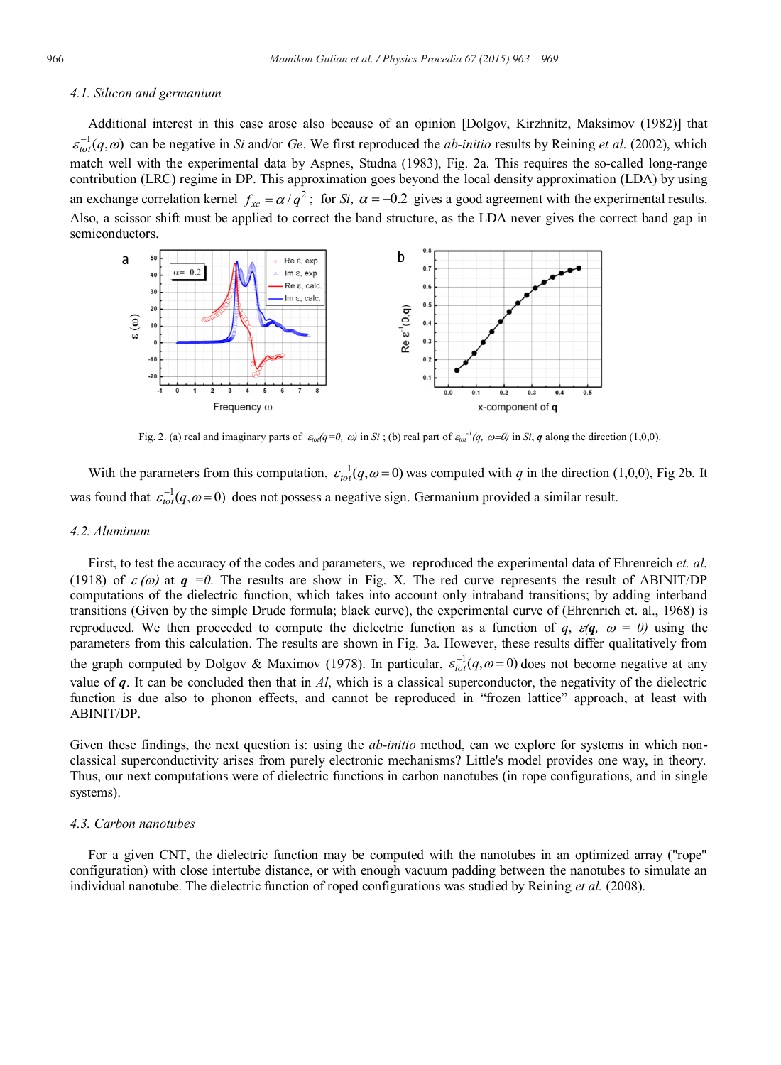### 4.1. Silicon and germanium

Additional interest in this case arose also because of an opinion [Dolgov, Kirzhnitz, Maksimov (1982)] that $\varepsilon_{tot}^{-1}(q,\omega)$ can be negative in *Si* and/or *Ge*. We first reproduced the *ab-initio* results by Reining *et al*. (2002), which match well with the experimental data by Aspnes, Studna (1983), Fig. 2a. This requires the so-called long-range contribution (LRC) regime in DP. This approximation goes beyond the local density approximation (LDA) by using an exchange correlation kernel $f_{xc} = \alpha / q^2$; for *Si*, $\alpha = -0.2$ gives a good agreement with the experimental results. Also, a scissor shift must be applied to correct the band structure, as the LDA never gives the correct band gap in semiconductors.

Fig. 2. (a) real and imaginary parts of $\varepsilon_{tot}(q=0,\ \omega)$ in *Si* ; (b) real part of $\varepsilon_{tot}^{-1}(q,\ \omega=0)$ in *Si*, ***q*** along the direction (1,0,0).

With the parameters from this computation, $\varepsilon_{tot}^{-1}(q,\omega=0)$ was computed with $q$ in the direction (1,0,0), Fig 2b. It was found that $\varepsilon_{tot}^{-1}(q,\omega=0)$ does not possess a negative sign. Germanium provided a similar result.

### 4.2. Aluminum

First, to test the accuracy of the codes and parameters, we reproduced the experimental data of Ehrenreich *et. al*, (1918) of $\varepsilon(\omega)$ at $\boldsymbol{q}=0$. The results are show in Fig. X. The red curve represents the result of ABINIT/DP computations of the dielectric function, which takes into account only intraband transitions; by adding interband transitions (Given by the simple Drude formula; black curve), the experimental curve of (Ehrenreich et. al., 1968) is reproduced. We then proceeded to compute the dielectric function as a function of $q$, $\varepsilon(\boldsymbol{q},\ \omega=0)$ using the parameters from this calculation. The results are shown in Fig. 3a. However, these results differ qualitatively from the graph computed by Dolgov & Maximov (1978). In particular, $\varepsilon_{tot}^{-1}(q,\omega=0)$ does not become negative at any value of $\boldsymbol{q}$. It can be concluded then that in *Al*, which is a classical superconductor, the negativity of the dielectric function is due also to phonon effects, and cannot be reproduced in "frozen lattice" approach, at least with ABINIT/DP.

Given these findings, the next question is: using the *ab-initio* method, can we explore for systems in which non-classical superconductivity arises from purely electronic mechanisms? Little's model provides one way, in theory. Thus, our next computations were of dielectric functions in carbon nanotubes (in rope configurations, and in single systems).

### 4.3. Carbon nanotubes

For a given CNT, the dielectric function may be computed with the nanotubes in an optimized array ("rope" configuration) with close intertube distance, or with enough vacuum padding between the nanotubes to simulate an individual nanotube. The dielectric function of roped configurations was studied by Reining *et al.* (2008).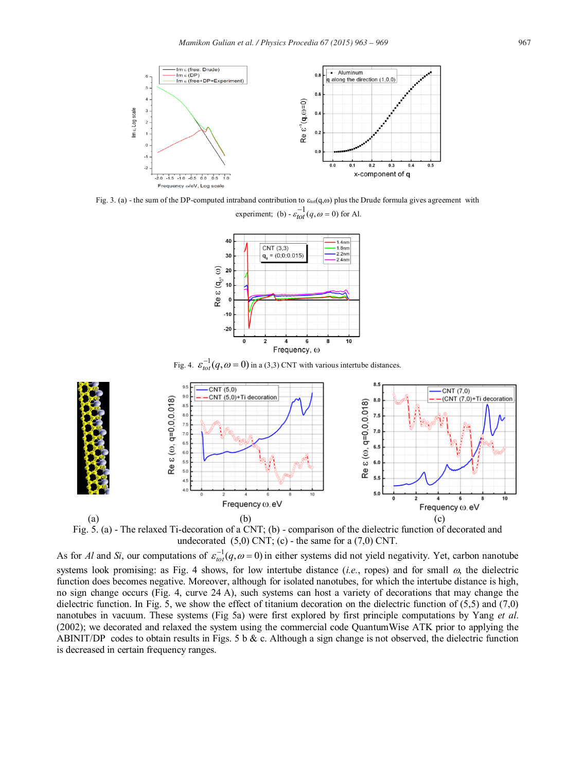Fig. 3. (a) - the sum of the DP-computed intraband contribution to $\varepsilon_{tot}(q,\omega)$ plus the Drude formula gives agreement with experiment; (b) - $\varepsilon_{tot}^{-1}(q,\omega=0)$ for Al.

Fig. 4. $\varepsilon_{tot}^{-1}(q,\omega=0)$ in a (3,3) CNT with various intertube distances.

Fig. 5. (a) - The relaxed Ti-decoration of a CNT; (b) - comparison of the dielectric function of decorated and undecorated (5,0) CNT; (c) - the same for a (7,0) CNT.

As for *Al* and *Si*, our computations of $\varepsilon_{tot}^{-1}(q,\omega=0)$ in either systems did not yield negativity. Yet, carbon nanotube systems look promising: as Fig. 4 shows, for low intertube distance (*i.e.*, ropes) and for small $\omega$, the dielectric function does becomes negative. Moreover, although for isolated nanotubes, for which the intertube distance is high, no sign change occurs (Fig. 4, curve 24 A), such systems can host a variety of decorations that may change the dielectric function. In Fig. 5, we show the effect of titanium decoration on the dielectric function of (5,5) and (7,0) nanotubes in vacuum. These systems (Fig 5a) were first explored by first principle computations by Yang *et al.* (2002); we decorated and relaxed the system using the commercial code QuantumWise ATK prior to applying the ABINIT/DP codes to obtain results in Figs. 5 b & c. Although a sign change is not observed, the dielectric function is decreased in certain frequency ranges.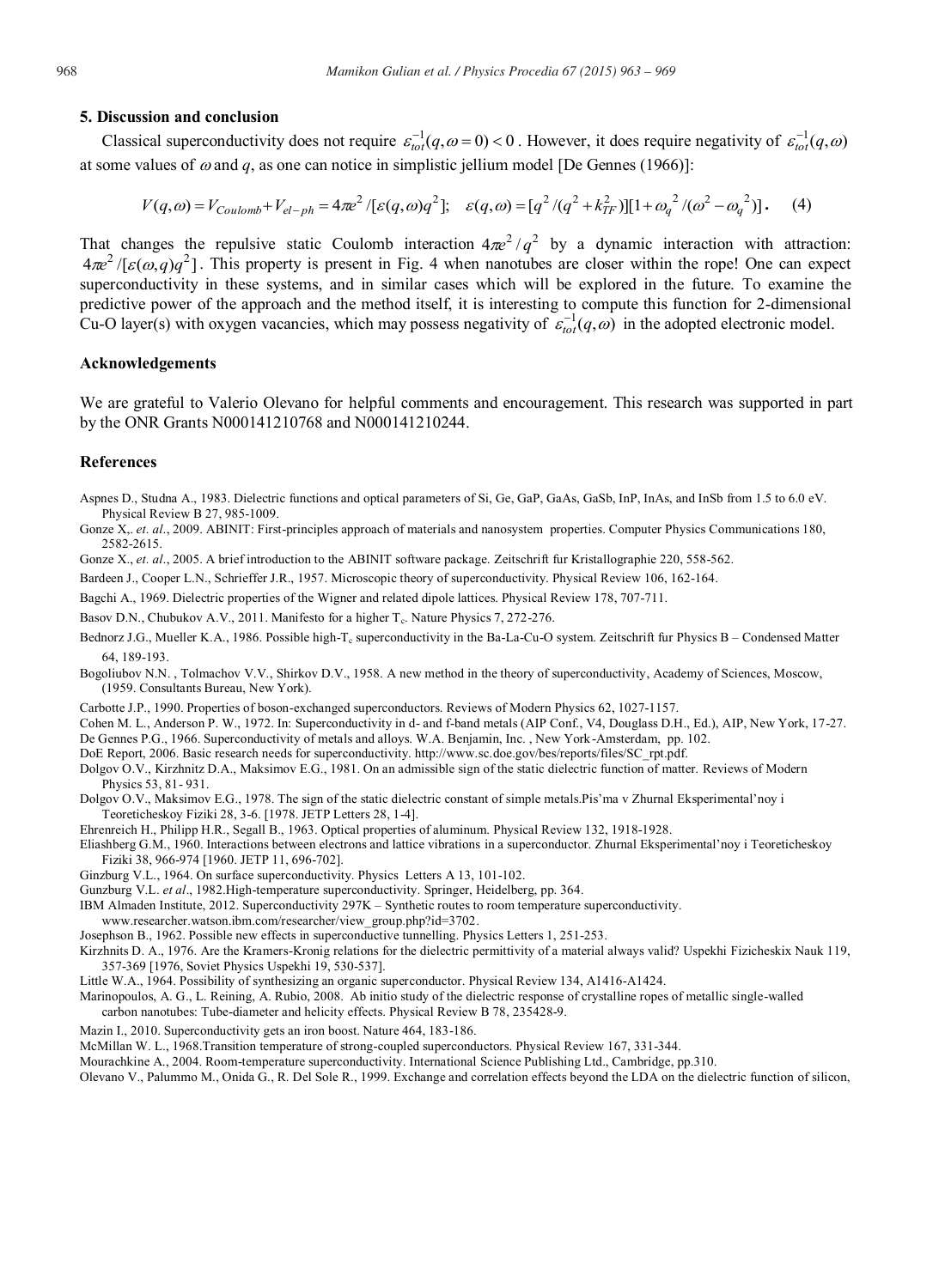## 5. Discussion and conclusion

Classical superconductivity does not require $\varepsilon_{tot}^{-1}(q,\omega=0)<0$. However, it does require negativity of $\varepsilon_{tot}^{-1}(q,\omega)$ at some values of $\omega$ and $q$, as one can notice in simplistic jellium model [De Gennes (1966)]:

$$V(q,\omega)=V_{Coulomb}+V_{el-ph}=4\pi e^2/[\varepsilon(q,\omega)q^2];\quad \varepsilon(q,\omega)=[q^2/(q^2+k_{TF}^2)][1+\omega_q^{\,2}/(\omega^2-\omega_q^{\,2})]. \qquad (4)$$

That changes the repulsive static Coulomb interaction $4\pi e^2/q^2$ by a dynamic interaction with attraction: $4\pi e^2/[\varepsilon(\omega,q)q^2]$. This property is present in Fig. 4 when nanotubes are closer within the rope! One can expect superconductivity in these systems, and in similar cases which will be explored in the future. To examine the predictive power of the approach and the method itself, it is interesting to compute this function for 2-dimensional Cu-O layer(s) with oxygen vacancies, which may possess negativity of $\varepsilon_{tot}^{-1}(q,\omega)$ in the adopted electronic model.

## Acknowledgements

We are grateful to Valerio Olevano for helpful comments and encouragement. This research was supported in part by the ONR Grants N000141210768 and N000141210244.

## References

Aspnes D., Studna A., 1983. Dielectric functions and optical parameters of Si, Ge, GaP, GaAs, GaSb, InP, InAs, and InSb from 1.5 to 6.0 eV. Physical Review B 27, 985-1009.

Gonze X,. *et. al*., 2009. ABINIT: First-principles approach of materials and nanosystem properties. Computer Physics Communications 180, 2582-2615.

Gonze X., *et. al*., 2005. A brief introduction to the ABINIT software package. Zeitschrift fur Kristallographie 220, 558-562.

Bardeen J., Cooper L.N., Schrieffer J.R., 1957. Microscopic theory of superconductivity. Physical Review 106, 162-164.

Bagchi A., 1969. Dielectric properties of the Wigner and related dipole lattices. Physical Review 178, 707-711.

Basov D.N., Chubukov A.V., 2011. Manifesto for a higher $T_c$. Nature Physics 7, 272-276.

Bednorz J.G., Mueller K.A., 1986. Possible high-$T_c$ superconductivity in the Ba-La-Cu-O system. Zeitschrift fur Physics B – Condensed Matter 64, 189-193.

Bogoliubov N.N. , Tolmachov V.V., Shirkov D.V., 1958. A new method in the theory of superconductivity, Academy of Sciences, Moscow, (1959. Consultants Bureau, New York).

Carbotte J.P., 1990. Properties of boson-exchanged superconductors. Reviews of Modern Physics 62, 1027-1157.

Cohen M. L., Anderson P. W., 1972. In: Superconductivity in d- and f-band metals (AIP Conf., V4, Douglass D.H., Ed.), AIP, New York, 17-27.

De Gennes P.G., 1966. Superconductivity of metals and alloys. W.A. Benjamin, Inc. , New York-Amsterdam, pp. 102.

DoE Report, 2006. Basic research needs for superconductivity. http://www.sc.doe.gov/bes/reports/files/SC_rpt.pdf.

Dolgov O.V., Kirzhnitz D.A., Maksimov E.G., 1981. On an admissible sign of the static dielectric function of matter. Reviews of Modern Physics 53, 81- 931.

Dolgov O.V., Maksimov E.G., 1978. The sign of the static dielectric constant of simple metals.Pis'ma v Zhurnal Eksperimental'noy i Teoreticheskoy Fiziki 28, 3-6. [1978. JETP Letters 28, 1-4].

Ehrenreich H., Philipp H.R., Segall B., 1963. Optical properties of aluminum. Physical Review 132, 1918-1928.

Eliashberg G.M., 1960. Interactions between electrons and lattice vibrations in a superconductor. Zhurnal Eksperimental'noy i Teoreticheskoy Fiziki 38, 966-974 [1960. JETP 11, 696-702].

Ginzburg V.L., 1964. On surface superconductivity. Physics Letters A 13, 101-102.

Gunzburg V.L. *et al*., 1982.High-temperature superconductivity. Springer, Heidelberg, pp. 364.

IBM Almaden Institute, 2012. Superconductivity 297K – Synthetic routes to room temperature superconductivity. www.researcher.watson.ibm.com/researcher/view_group.php?id=3702.

Josephson B., 1962. Possible new effects in superconductive tunnelling. Physics Letters 1, 251-253.

Kirzhnits D. A., 1976. Are the Kramers-Kronig relations for the dielectric permittivity of a material always valid? Uspekhi Fizicheskix Nauk 119, 357-369 [1976, Soviet Physics Uspekhi 19, 530-537].

Little W.A., 1964. Possibility of synthesizing an organic superconductor. Physical Review 134, A1416-A1424.

Marinopoulos, A. G., L. Reining, A. Rubio, 2008. Ab initio study of the dielectric response of crystalline ropes of metallic single-walled carbon nanotubes: Tube-diameter and helicity effects. Physical Review B 78, 235428-9.

Mazin I., 2010. Superconductivity gets an iron boost. Nature 464, 183-186.

McMillan W. L., 1968.Transition temperature of strong-coupled superconductors. Physical Review 167, 331-344.

Mourachkine A., 2004. Room-temperature superconductivity. International Science Publishing Ltd., Cambridge, pp.310.

Olevano V., Palummo M., Onida G., R. Del Sole R., 1999. Exchange and correlation effects beyond the LDA on the dielectric function of silicon,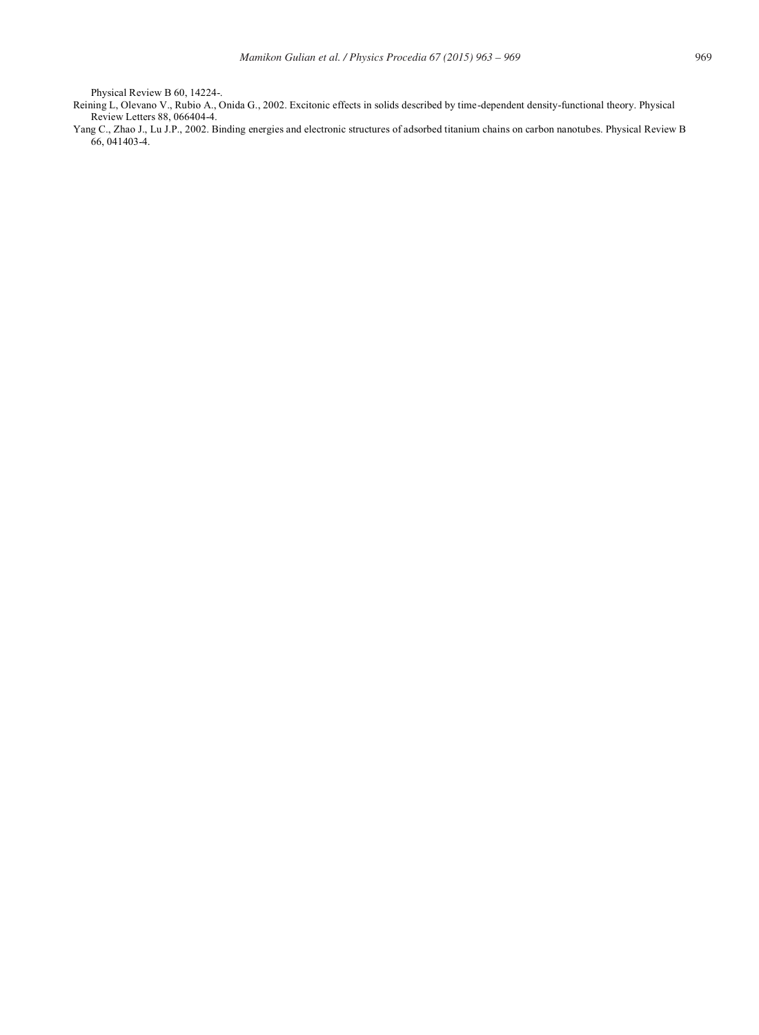Physical Review B 60, 14224-.

Reining L, Olevano V., Rubio A., Onida G., 2002. Excitonic effects in solids described by time-dependent density-functional theory. Physical Review Letters 88, 066404-4.

Yang C., Zhao J., Lu J.P., 2002. Binding energies and electronic structures of adsorbed titanium chains on carbon nanotubes. Physical Review B 66, 041403-4.